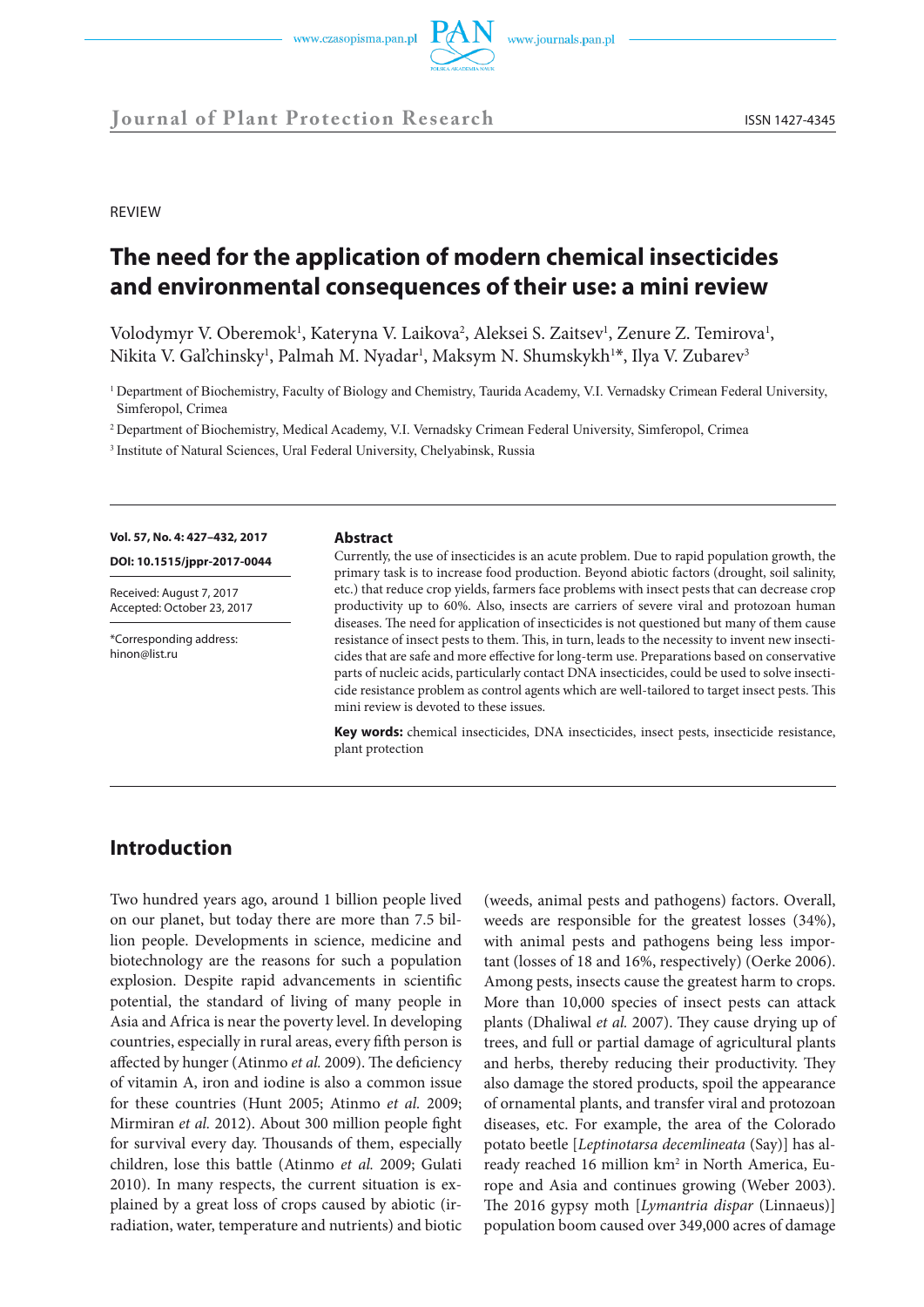REVIEW

# The need for the application of modern chemical insecticides and environmental consequences of their use: a mini review

Volodymyr V. Oberemok[1], Kateryna V. Laikova[2], Aleksei S. Zaitsev[1], Zenure Z. Temirova[1], Nikita V. Gal'chinsky[1], Palmah M. Nyadar[1], Maksym N. Shumskykh[1]*, Ilya V. Zubarev[3]

[1] Department of Biochemistry, Faculty of Biology and Chemistry, Taurida Academy, V.I. Vernadsky Crimean Federal University, Simferopol, Crimea

[2] Department of Biochemistry, Medical Academy, V.I. Vernadsky Crimean Federal University, Simferopol, Crimea

[3] Institute of Natural Sciences, Ural Federal University, Chelyabinsk, Russia

**Vol. 57, No. 4: 427–432, 2017**

**DOI: 10.1515/jppr-2017-0044**

Received: August 7, 2017
Accepted: October 23, 2017

*Corresponding address:
hinon@list.ru

**Abstract**

Currently, the use of insecticides is an acute problem. Due to rapid population growth, the primary task is to increase food production. Beyond abiotic factors (drought, soil salinity, etc.) that reduce crop yields, farmers face problems with insect pests that can decrease crop productivity up to 60%. Also, insects are carriers of severe viral and protozoan human diseases. The need for application of insecticides is not questioned but many of them cause resistance of insect pests to them. This, in turn, leads to the necessity to invent new insecticides that are safe and more effective for long-term use. Preparations based on conservative parts of nucleic acids, particularly contact DNA insecticides, could be used to solve insecticide resistance problem as control agents which are well-tailored to target insect pests. This mini review is devoted to these issues.

**Key words:** chemical insecticides, DNA insecticides, insect pests, insecticide resistance, plant protection

## Introduction

Two hundred years ago, around 1 billion people lived on our planet, but today there are more than 7.5 billion people. Developments in science, medicine and biotechnology are the reasons for such a population explosion. Despite rapid advancements in scientific potential, the standard of living of many people in Asia and Africa is near the poverty level. In developing countries, especially in rural areas, every fifth person is affected by hunger (Atinmo *et al.* 2009). The deficiency of vitamin A, iron and iodine is also a common issue for these countries (Hunt 2005; Atinmo *et al.* 2009; Mirmiran *et al.* 2012). About 300 million people fight for survival every day. Thousands of them, especially children, lose this battle (Atinmo *et al.* 2009; Gulati 2010). In many respects, the current situation is explained by a great loss of crops caused by abiotic (irradiation, water, temperature and nutrients) and biotic (weeds, animal pests and pathogens) factors. Overall, weeds are responsible for the greatest losses (34%), with animal pests and pathogens being less important (losses of 18 and 16%, respectively) (Oerke 2006). Among pests, insects cause the greatest harm to crops. More than 10,000 species of insect pests can attack plants (Dhaliwal *et al.* 2007). They cause drying up of trees, and full or partial damage of agricultural plants and herbs, thereby reducing their productivity. They also damage the stored products, spoil the appearance of ornamental plants, and transfer viral and protozoan diseases, etc. For example, the area of the Colorado potato beetle [*Leptinotarsa decemlineata* (Say)] has already reached 16 million km$^2$ in North America, Europe and Asia and continues growing (Weber 2003). The 2016 gypsy moth [*Lymantria dispar* (Linnaeus)] population boom caused over 349,000 acres of damage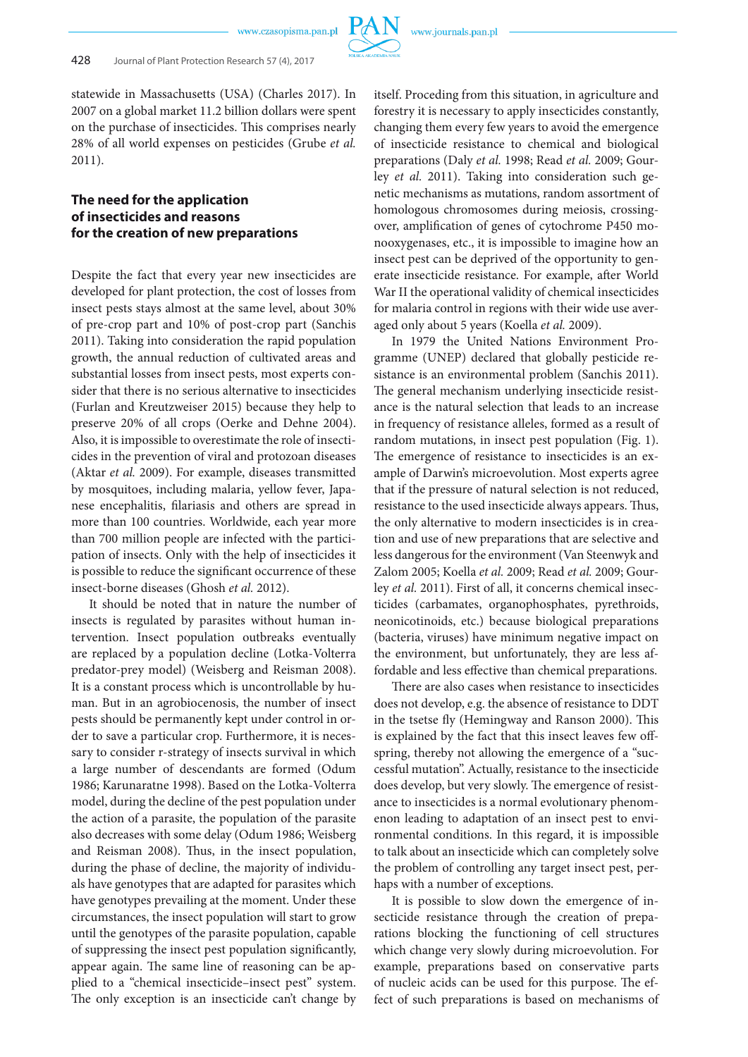statewide in Massachusetts (USA) (Charles 2017). In 2007 on a global market 11.2 billion dollars were spent on the purchase of insecticides. This comprises nearly 28% of all world expenses on pesticides (Grube *et al.* 2011).

## The need for the application of insecticides and reasons for the creation of new preparations

Despite the fact that every year new insecticides are developed for plant protection, the cost of losses from insect pests stays almost at the same level, about 30% of pre-crop part and 10% of post-crop part (Sanchis 2011). Taking into consideration the rapid population growth, the annual reduction of cultivated areas and substantial losses from insect pests, most experts consider that there is no serious alternative to insecticides (Furlan and Kreutzweiser 2015) because they help to preserve 20% of all crops (Oerke and Dehne 2004). Also, it is impossible to overestimate the role of insecticides in the prevention of viral and protozoan diseases (Aktar *et al.* 2009). For example, diseases transmitted by mosquitoes, including malaria, yellow fever, Japanese encephalitis, filariasis and others are spread in more than 100 countries. Worldwide, each year more than 700 million people are infected with the participation of insects. Only with the help of insecticides it is possible to reduce the significant occurrence of these insect-borne diseases (Ghosh *et al.* 2012).

It should be noted that in nature the number of insects is regulated by parasites without human intervention. Insect population outbreaks eventually are replaced by a population decline (Lotka-Volterra predator-prey model) (Weisberg and Reisman 2008). It is a constant process which is uncontrollable by human. But in an agrobiocenosis, the number of insect pests should be permanently kept under control in order to save a particular crop. Furthermore, it is necessary to consider r-strategy of insects survival in which a large number of descendants are formed (Odum 1986; Karunaratne 1998). Based on the Lotka-Volterra model, during the decline of the pest population under the action of a parasite, the population of the parasite also decreases with some delay (Odum 1986; Weisberg and Reisman 2008). Thus, in the insect population, during the phase of decline, the majority of individuals have genotypes that are adapted for parasites which have genotypes prevailing at the moment. Under these circumstances, the insect population will start to grow until the genotypes of the parasite population, capable of suppressing the insect pest population significantly, appear again. The same line of reasoning can be applied to a "chemical insecticide–insect pest" system. The only exception is an insecticide can't change by itself. Proceding from this situation, in agriculture and forestry it is necessary to apply insecticides constantly, changing them every few years to avoid the emergence of insecticide resistance to chemical and biological preparations (Daly *et al.* 1998; Read *et al.* 2009; Gourley *et al.* 2011). Taking into consideration such genetic mechanisms as mutations, random assortment of homologous chromosomes during meiosis, crossing-over, amplification of genes of cytochrome P450 monooxygenases, etc., it is impossible to imagine how an insect pest can be deprived of the opportunity to generate insecticide resistance. For example, after World War II the operational validity of chemical insecticides for malaria control in regions with their wide use averaged only about 5 years (Koella *et al.* 2009).

In 1979 the United Nations Environment Programme (UNEP) declared that globally pesticide resistance is an environmental problem (Sanchis 2011). The general mechanism underlying insecticide resistance is the natural selection that leads to an increase in frequency of resistance alleles, formed as a result of random mutations, in insect pest population (Fig. 1). The emergence of resistance to insecticides is an example of Darwin's microevolution. Most experts agree that if the pressure of natural selection is not reduced, resistance to the used insecticide always appears. Thus, the only alternative to modern insecticides is in creation and use of new preparations that are selective and less dangerous for the environment (Van Steenwyk and Zalom 2005; Koella *et al.* 2009; Read *et al.* 2009; Gourley *et al.* 2011). First of all, it concerns chemical insecticides (carbamates, organophosphates, pyrethroids, neonicotinoids, etc.) because biological preparations (bacteria, viruses) have minimum negative impact on the environment, but unfortunately, they are less affordable and less effective than chemical preparations.

There are also cases when resistance to insecticides does not develop, e.g. the absence of resistance to DDT in the tsetse fly (Hemingway and Ranson 2000). This is explained by the fact that this insect leaves few offspring, thereby not allowing the emergence of a "successful mutation". Actually, resistance to the insecticide does develop, but very slowly. The emergence of resistance to insecticides is a normal evolutionary phenomenon leading to adaptation of an insect pest to environmental conditions. In this regard, it is impossible to talk about an insecticide which can completely solve the problem of controlling any target insect pest, perhaps with a number of exceptions.

It is possible to slow down the emergence of insecticide resistance through the creation of preparations blocking the functioning of cell structures which change very slowly during microevolution. For example, preparations based on conservative parts of nucleic acids can be used for this purpose. The effect of such preparations is based on mechanisms of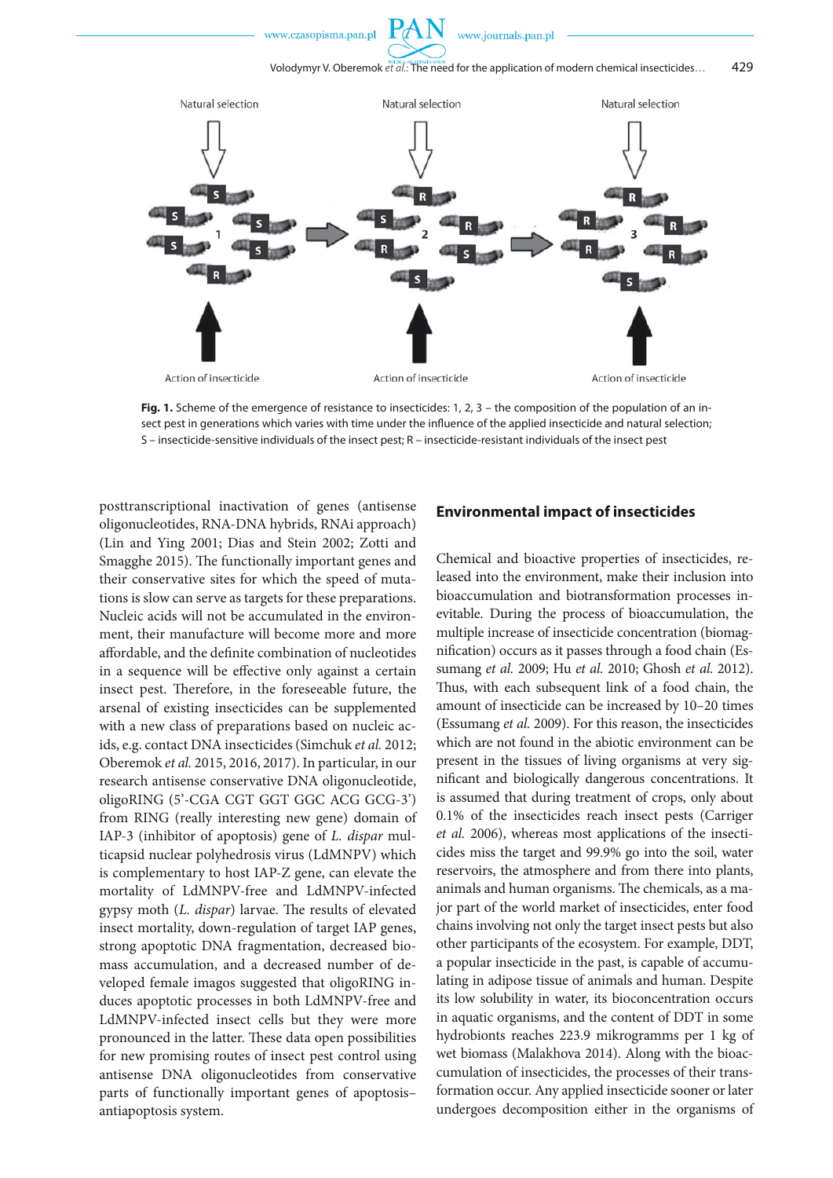Fig. 1. Scheme of the emergence of resistance to insecticides: 1, 2, 3 – the composition of the population of an insect pest in generations which varies with time under the influence of the applied insecticide and natural selection; S – insecticide-sensitive individuals of the insect pest; R – insecticide-resistant individuals of the insect pest

posttranscriptional inactivation of genes (antisense oligonucleotides, RNA-DNA hybrids, RNAi approach) (Lin and Ying 2001; Dias and Stein 2002; Zotti and Smagghe 2015). The functionally important genes and their conservative sites for which the speed of mutations is slow can serve as targets for these preparations. Nucleic acids will not be accumulated in the environment, their manufacture will become more and more affordable, and the definite combination of nucleotides in a sequence will be effective only against a certain insect pest. Therefore, in the foreseeable future, the arsenal of existing insecticides can be supplemented with a new class of preparations based on nucleic acids, e.g. contact DNA insecticides (Simchuk *et al.* 2012; Oberemok *et al.* 2015, 2016, 2017). In particular, in our research antisense conservative DNA oligonucleotide, oligoRING (5'-CGA CGT GGT GGC ACG GCG-3') from RING (really interesting new gene) domain of IAP-3 (inhibitor of apoptosis) gene of *L. dispar* multicapsid nuclear polyhedrosis virus (LdMNPV) which is complementary to host IAP-Z gene, can elevate the mortality of LdMNPV-free and LdMNPV-infected gypsy moth (*L. dispar*) larvae. The results of elevated insect mortality, down-regulation of target IAP genes, strong apoptotic DNA fragmentation, decreased biomass accumulation, and a decreased number of developed female imagos suggested that oligoRING induces apoptotic processes in both LdMNPV-free and LdMNPV-infected insect cells but they were more pronounced in the latter. These data open possibilities for new promising routes of insect pest control using antisense DNA oligonucleotides from conservative parts of functionally important genes of apoptosis–antiapoptosis system.

## Environmental impact of insecticides

Chemical and bioactive properties of insecticides, released into the environment, make their inclusion into bioaccumulation and biotransformation processes inevitable. During the process of bioaccumulation, the multiple increase of insecticide concentration (biomagnification) occurs as it passes through a food chain (Essumang *et al.* 2009; Hu *et al.* 2010; Ghosh *et al.* 2012). Thus, with each subsequent link of a food chain, the amount of insecticide can be increased by 10–20 times (Essumang *et al.* 2009). For this reason, the insecticides which are not found in the abiotic environment can be present in the tissues of living organisms at very significant and biologically dangerous concentrations. It is assumed that during treatment of crops, only about 0.1% of the insecticides reach insect pests (Carriger *et al.* 2006), whereas most applications of the insecticides miss the target and 99.9% go into the soil, water reservoirs, the atmosphere and from there into plants, animals and human organisms. The chemicals, as a major part of the world market of insecticides, enter food chains involving not only the target insect pests but also other participants of the ecosystem. For example, DDT, a popular insecticide in the past, is capable of accumulating in adipose tissue of animals and human. Despite its low solubility in water, its bioconcentration occurs in aquatic organisms, and the content of DDT in some hydrobionts reaches 223.9 mikrogramms per 1 kg of wet biomass (Malakhova 2014). Along with the bioaccumulation of insecticides, the processes of their transformation occur. Any applied insecticide sooner or later undergoes decomposition either in the organisms of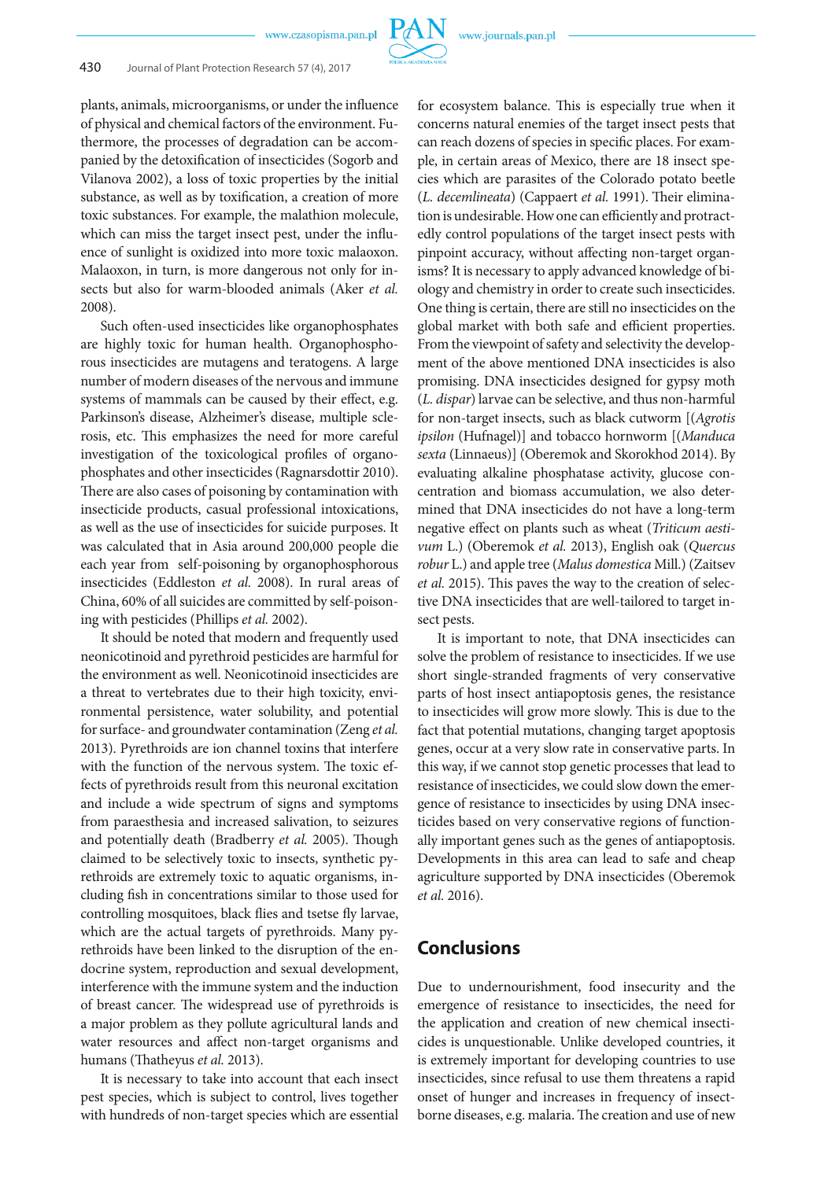plants, animals, microorganisms, or under the influence of physical and chemical factors of the environment. Furthermore, the processes of degradation can be accompanied by the detoxification of substances (Sogorb and Vilanova 2002), a loss of toxic properties by the initial substance, as well as by toxification, a creation of more toxic substances. For example, the malathion molecule, which can miss the target insect pest, under the influence of sunlight is oxidized into more toxic malaoxon. Malaoxon, in turn, is more dangerous not only for insects but also for warm-blooded animals (Aker *et al.* 2008).

Such often-used insecticides like organophosphates are highly toxic for human health. Organophosphorous insecticides are mutagens and teratogens. A large number of modern diseases of the nervous and immune systems of mammals can be caused by their effect, e.g. Parkinson's disease, Alzheimer's disease, multiple sclerosis, etc. This emphasizes the need for more careful investigation of the toxicological profiles of organophosphates and other insecticides (Ragnarsdottir 2010). There are also cases of poisoning by contamination with insecticide products, casual professional intoxications, as well as the use of insecticides for suicide purposes. It was calculated that in Asia around 200,000 people die each year from self-poisoning by organophosphorous insecticides (Eddleston *et al.* 2008). In rural areas of China, 60% of all suicides are committed by self-poisoning with pesticides (Phillips *et al.* 2002).

It should be noted that modern and frequently used neonicotinoid and pyrethroid pesticides are harmful for the environment as well. Neonicotinoid insecticides are a threat to vertebrates due to their high toxicity, environmental persistence, water solubility, and potential for surface- and groundwater contamination (Zeng *et al.* 2013). Pyrethroids are ion channel toxins that interfere with the function of the nervous system. The toxic effects of pyrethroids result from this neuronal excitation and include a wide spectrum of signs and symptoms from paraesthesia and increased salivation, to seizures and potentially death (Bradberry *et al.* 2005). Though claimed to be selectively toxic to insects, synthetic pyrethroids are extremely toxic to aquatic organisms, including fish in concentrations similar to those used for controlling mosquitoes, black flies and tsetse fly larvae, which are the actual targets of pyrethroids. Many pyrethroids have been linked to the disruption of the endocrine system, reproduction and sexual development, interference with the immune system and the induction of breast cancer. The widespread use of pyrethroids is a major problem as they pollute agricultural lands and water resources and affect non-target organisms and humans (Thatheyus *et al.* 2013).

It is necessary to take into account that each insect pest species, which is subject to control, lives together with hundreds of non-target species which are essential for ecosystem balance. This is especially true when it concerns natural enemies of the target insect pests that can reach dozens of species in specific places. For example, in certain areas of Mexico, there are 18 insect species which are parasites of the Colorado potato beetle (*L. decemlineata*) (Cappaert *et al.* 1991). Their elimination is undesirable. How one can efficiently and protractedly control populations of the target insect pests with pinpoint accuracy, without affecting non-target organisms? It is necessary to apply advanced knowledge of biology and chemistry in order to create such insecticides. One thing is certain, there are still no insecticides on the global market with both safe and efficient properties. From the viewpoint of safety and selectivity the development of the above mentioned DNA insecticides is also promising. DNA insecticides designed for gypsy moth (*L. dispar*) larvae can be selective, and thus non-harmful for non-target insects, such as black cutworm [(*Agrotis ipsilon* (Hufnagel)] and tobacco hornworm [(*Manduca sexta* (Linnaeus)] (Oberemok and Skorokhod 2014). By evaluating alkaline phosphatase activity, glucose concentration and biomass accumulation, we also determined that DNA insecticides do not have a long-term negative effect on plants such as wheat (*Triticum aestivum* L.) (Oberemok *et al.* 2013), English oak (*Quercus robur* L.) and apple tree (*Malus domestica* Mill.) (Zaitsev *et al.* 2015). This paves the way to the creation of selective DNA insecticides that are well-tailored to target insect pests.

It is important to note, that DNA insecticides can solve the problem of resistance to insecticides. If we use short single-stranded fragments of very conservative parts of host insect antiapoptosis genes, the resistance to insecticides will grow more slowly. This is due to the fact that potential mutations, changing target apoptosis genes, occur at a very slow rate in conservative parts. In this way, if we cannot stop genetic processes that lead to resistance of insecticides, we could slow down the emergence of resistance to insecticides by using DNA insecticides based on very conservative regions of functionally important genes such as the genes of antiapoptosis. Developments in this area can lead to safe and cheap agriculture supported by DNA insecticides (Oberemok *et al.* 2016).

## Conclusions

Due to undernourishment, food insecurity and the emergence of resistance to insecticides, the need for the application and creation of new chemical insecticides is unquestionable. Unlike developed countries, it is extremely important for developing countries to use insecticides, since refusal to use them threatens a rapid onset of hunger and increases in frequency of insect-borne diseases, e.g. malaria. The creation and use of new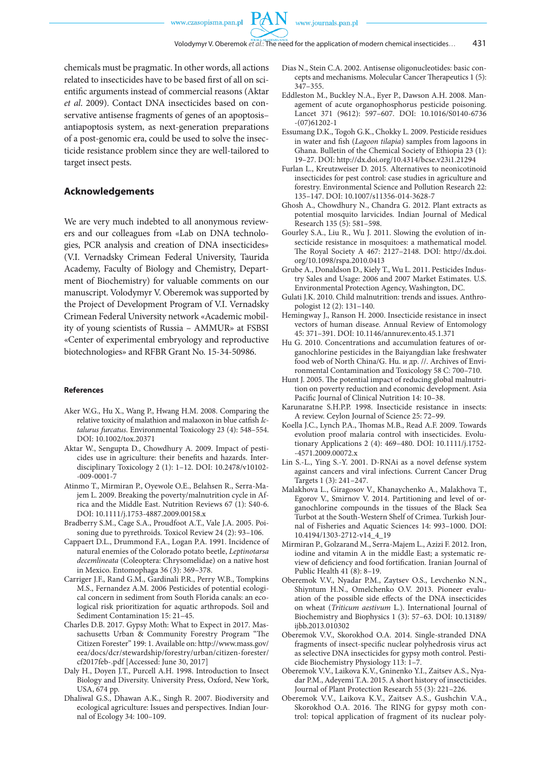chemicals must be pragmatic. In other words, all actions related to insecticides have to be based first of all on scientific arguments instead of commercial reasons (Aktar *et al*. 2009). Contact DNA insecticides based on conservative antisense fragments of genes of an apoptosis–antiapoptosis system, as next-generation preparations of a post-genomic era, could be used to solve the insecticide resistance problem since they are well-tailored to target insect pests.

## Acknowledgements

We are very much indebted to all anonymous reviewers and our colleagues from «Lab on DNA technologies, PCR analysis and creation of DNA insecticides» (V.I. Vernadsky Crimean Federal University, Taurida Academy, Faculty of Biology and Chemistry, Department of Biochemistry) for valuable comments on our manuscript. Volodymyr V. Oberemok was supported by the Project of Development Program of V.I. Vernadsky Crimean Federal University «Academic mobility of young scientists of Russia – AMMUR» at FSBSI «Center of experimental embryology and reproductive biotechnologies» and RFBR Grant No. 15-34-50986.

#### References

Aker W.G., Hu X., Wang P., Hwang H.M. 2008. Comparing the relative toxicity of malathion and malaoxon in blue catfish *Ictalurus furcatus*. Environmental Toxicology 23 (4): 548–554. DOI: 10.1002/tox.20371

Aktar W., Sengupta D., Chowdhury A. 2009. Impact of pesticides use in agriculture: their benefits and hazards. Interdisciplinary Toxicology 2 (1): 1–12. DOI: 10.2478/v10102-009-0001-7

Atinmo T., Mirmiran P., Oyewole O.E., Belahsen R., Serra-Majem L. 2009. Breaking the poverty/malnutrition cycle in Africa and the Middle East. Nutrition Reviews 67 (1): S40-6. DOI: 10.1111/j.1753-4887.2009.00158.x

Bradberry S.M., Cage S.A., Proudfoot A.T., Vale J.A. 2005. Poisoning due to pyrethroids. Toxicol Review 24 (2): 93–106.

Cappaert D.L., Drummond F.A., Logan P.A. 1991. Incidence of natural enemies of the Colorado potato beetle, *Leptinotarsa decemlineata* (Coleoptera: Chrysomelidae) on a native host in Mexico. Entomophaga 36 (3): 369–378.

Carriger J.F., Rand G.M., Gardinali P.R., Perry W.B., Tompkins M.S., Fernandez A.M. 2006 Pesticides of potential ecological concern in sediment from South Florida canals: an ecological risk prioritization for aquatic arthropods. Soil and Sediment Contamination 15: 21–45.

Charles D.B. 2017. Gypsy Moth: What to Expect in 2017. Massachusetts Urban & Community Forestry Program "The Citizen Forester" 199: 1. Available on: http://www.mass.gov/eea/docs/dcr/stewardship/forestry/urban/citizen-forester/cf2017feb-.pdf [Accessed: June 30, 2017]

Daly H., Doyen J.T., Purcell A.H. 1998. Introduction to Insect Biology and Diversity. University Press, Oxford, New York, USA, 674 pp.

Dhaliwal G.S., Dhawan A.K., Singh R. 2007. Biodiversity and ecological agriculture: Issues and perspectives. Indian Journal of Ecology 34: 100–109.

Dias N., Stein C.A. 2002. Antisense oligonucleotides: basic concepts and mechanisms. Molecular Cancer Therapeutics 1 (5): 347–355.

Eddleston M., Buckley N.A., Eyer P., Dawson A.H. 2008. Management of acute organophosphorus pesticide poisoning. Lancet 371 (9612): 597–607. DOI: 10.1016/S0140-6736-(07)61202-1

Essumang D.K., Togoh G.K., Chokky L. 2009. Pesticide residues in water and fish (*Lagoon tilapia*) samples from lagoons in Ghana. Bulletin of the Chemical Society of Ethiopia 23 (1): 19–27. DOI: http://dx.doi.org/10.4314/bcse.v23i1.21294

Furlan L., Kreutzweiser D. 2015. Alternatives to neonicotinoid insecticides for pest control: case studies in agriculture and forestry. Environmental Science and Pollution Research 22: 135–147. DOI: 10.1007/s11356-014-3628-7

Ghosh A., Chowdhury N., Chandra G. 2012. Plant extracts as potential mosquito larvicides. Indian Journal of Medical Research 135 (5): 581–598.

Gourley S.A., Liu R., Wu J. 2011. Slowing the evolution of insecticide resistance in mosquitoes: a mathematical model. The Royal Society A 467: 2127–2148. DOI: http://dx.doi.org/10.1098/rspa.2010.0413

Grube A., Donaldson D., Kiely T., Wu L. 2011. Pesticides Industry Sales and Usage: 2006 and 2007 Market Estimates. U.S. Environmental Protection Agency, Washington, DC.

Gulati J.K. 2010. Child malnutrition: trends and issues. Anthropologist 12 (2): 131–140.

Hemingway J., Ranson H. 2000. Insecticide resistance in insect vectors of human disease. Annual Review of Entomology 45: 371–391. DOI: 10.1146/annurev.ento.45.1.371

Hu G. 2010. Concentrations and accumulation features of organochlorine pesticides in the Baiyangdian lake freshwater food web of North China/G. Hu. и др. //. Archives of Environmental Contamination and Toxicology 58 C: 700–710.

Hunt J. 2005. The potential impact of reducing global malnutrition on poverty reduction and economic development. Asia Pacific Journal of Clinical Nutrition 14: 10–38.

Karunaratne S.H.P.P. 1998. Insecticide resistance in insects: A review. Ceylon Journal of Science 25: 72–99.

Koella J.C., Lynch P.A., Thomas M.B., Read A.F. 2009. Towards evolution proof malaria control with insecticides. Evolutionary Applications 2 (4): 469–480. DOI: 10.1111/j.1752-4571.2009.00072.x

Lin S.-L., Ying S.-Y. 2001. D-RNAi as a novel defense system against cancers and viral infections. Current Cancer Drug Targets 1 (3): 241–247.

Malakhova L., Giragosov V., Khanaychenko A., Malakhova T., Egorov V., Smirnov V. 2014. Partitioning and level of organochlorine compounds in the tissues of the Black Sea Turbot at the South-Western Shelf of Crimea. Turkish Journal of Fisheries and Aquatic Sciences 14: 993–1000. DOI: 10.4194/1303-2712-v14_4_19

Mirmiran P., Golzarand M., Serra-Majem L., Azizi F. 2012. Iron, iodine and vitamin A in the middle East; a systematic review of deficiency and food fortification. Iranian Journal of Public Health 41 (8): 8–19.

Oberemok V.V., Nyadar P.M., Zaytsev O.S., Levchenko N.N., Shiyntum H.N., Omelchenko O.V. 2013. Pioneer evaluation of the possible side effects of the DNA insecticides on wheat (*Triticum aestivum* L.). International Journal of Biochemistry and Biophysics 1 (3): 57–63. DOI: 10.13189/ijbb.2013.010302

Oberemok V.V., Skorokhod O.A. 2014. Single-stranded DNA fragments of insect-specific nuclear polyhedrosis virus act as selective DNA insecticides for gypsy moth control. Pesticide Biochemistry Physiology 113: 1–7.

Oberemok V.V., Laikova K.V., Gninenko Y.I., Zaitsev A.S., Nyadar P.M., Adeyemi T.A. 2015. A short history of insecticides. Journal of Plant Protection Research 55 (3): 221–226.

Oberemok V.V., Laikova K.V., Zaitsev A.S., Gushchin V.A., Skorokhod O.A. 2016. The RING for gypsy moth control: topical application of fragment of its nuclear poly-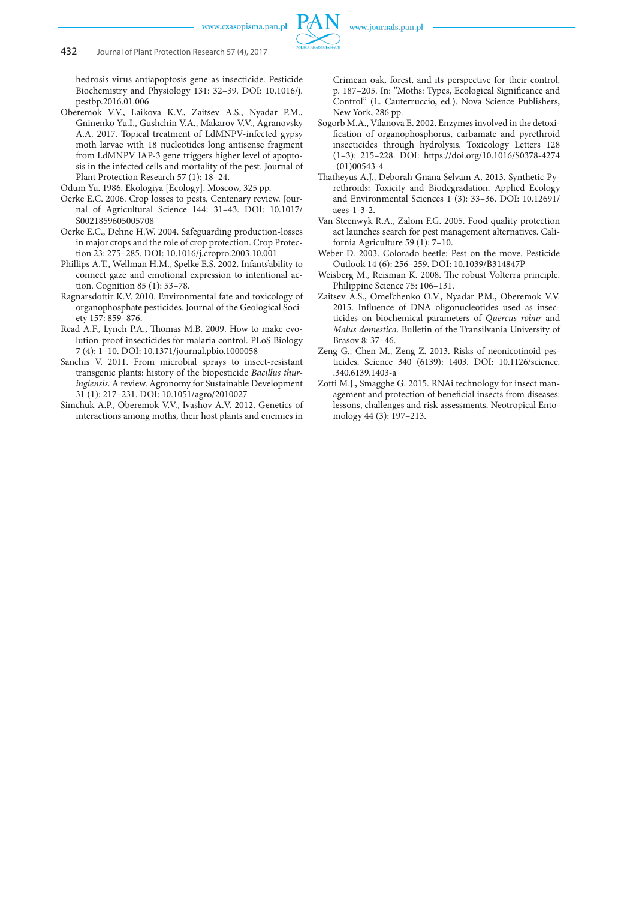hedrosis virus antiapoptosis gene as insecticide. Pesticide Biochemistry and Physiology 131: 32–39. DOI: 10.1016/j.pestbp.2016.01.006

Oberemok V.V., Laikova K.V., Zaitsev A.S., Nyadar P.M., Gninenko Yu.I., Gushchin V.A., Makarov V.V., Agranovsky A.A. 2017. Topical treatment of LdMNPV-infected gypsy moth larvae with 18 nucleotides long antisense fragment from LdMNPV IAP-3 gene triggers higher level of apoptosis in the infected cells and mortality of the pest. Journal of Plant Protection Research 57 (1): 18–24.

Odum Yu. 1986. Ekologiya [Ecology]. Moscow, 325 pp.

Oerke E.C. 2006. Crop losses to pests. Centenary review. Journal of Agricultural Science 144: 31–43. DOI: 10.1017/S0021859605005708

Oerke E.C., Dehne H.W. 2004. Safeguarding production-losses in major crops and the role of crop protection. Crop Protection 23: 275–285. DOI: 10.1016/j.cropro.2003.10.001

Phillips A.T., Wellman H.M., Spelke E.S. 2002. Infants'ability to connect gaze and emotional expression to intentional action. Cognition 85 (1): 53–78.

Ragnarsdottir K.V. 2010. Environmental fate and toxicology of organophosphate pesticides. Journal of the Geological Society 157: 859–876.

Read A.F., Lynch P.A., Thomas M.B. 2009. How to make evolution-proof insecticides for malaria control. PLoS Biology 7 (4): 1–10. DOI: 10.1371/journal.pbio.1000058

Sanchis V. 2011. From microbial sprays to insect-resistant transgenic plants: history of the biopesticide *Bacillus thuringiensis*. A review. Agronomy for Sustainable Development 31 (1): 217–231. DOI: 10.1051/agro/2010027

Simchuk A.P., Oberemok V.V., Ivashov A.V. 2012. Genetics of interactions among moths, their host plants and enemies in Crimean oak, forest, and its perspective for their control. p. 187–205. In: "Moths: Types, Ecological Significance and Control" (L. Cauterruccio, ed.). Nova Science Publishers, New York, 286 pp.

Sogorb M.A., Vilanova E. 2002. Enzymes involved in the detoxification of organophosphorus, carbamate and pyrethroid insecticides through hydrolysis. Toxicology Letters 128 (1–3): 215–228. DOI: https://doi.org/10.1016/S0378-4274-(01)00543-4

Thatheyus A.J., Deborah Gnana Selvam A. 2013. Synthetic Pyrethroids: Toxicity and Biodegradation. Applied Ecology and Environmental Sciences 1 (3): 33–36. DOI: 10.12691/aees-1-3-2.

Van Steenwyk R.A., Zalom F.G. 2005. Food quality protection act launches search for pest management alternatives. California Agriculture 59 (1): 7–10.

Weber D. 2003. Colorado beetle: Pest on the move. Pesticide Outlook 14 (6): 256–259. DOI: 10.1039/B314847P

Weisberg M., Reisman K. 2008. The robust Volterra principle. Philippine Science 75: 106–131.

Zaitsev A.S., Omel'chenko O.V., Nyadar P.M., Oberemok V.V. 2015. Influence of DNA oligonucleotides used as insecticides on biochemical parameters of *Quercus robur* and *Malus domestica*. Bulletin of the Transilvania University of Brasov 8: 37–46.

Zeng G., Chen M., Zeng Z. 2013. Risks of neonicotinoid pesticides. Science 340 (6139): 1403. DOI: 10.1126/science..340.6139.1403-a

Zotti M.J., Smagghe G. 2015. RNAi technology for insect management and protection of beneficial insects from diseases: lessons, challenges and risk assessments. Neotropical Entomology 44 (3): 197–213.